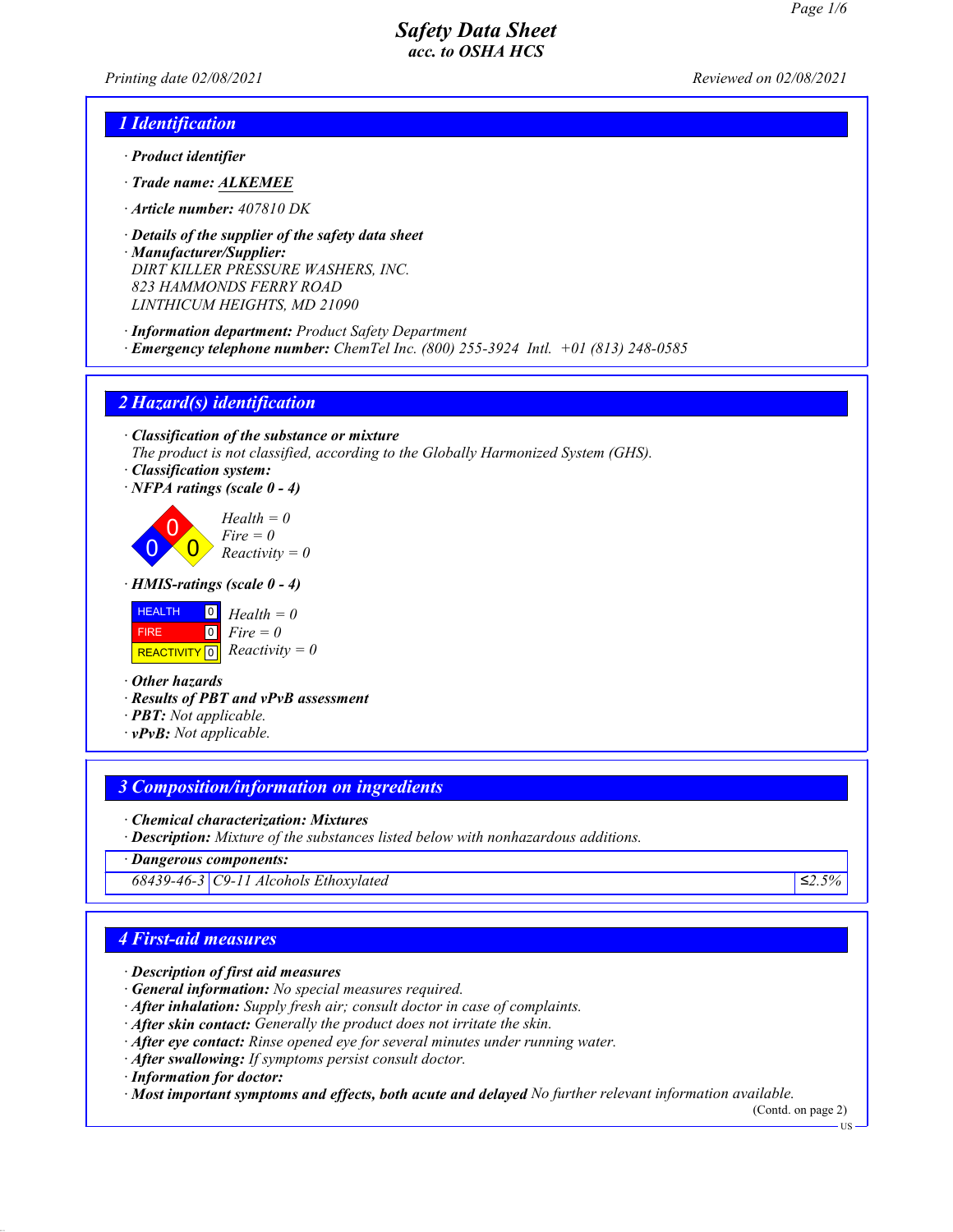# Safety Data Sheet
*acc. to OSHA HCS*

*Printing date 02/08/2021* *Reviewed on 02/08/2021*

## 1 Identification

· **Product identifier**

· **Trade name:** **ALKEMEE**

· **Article number:** 407810 DK

· **Details of the supplier of the safety data sheet**
· **Manufacturer/Supplier:**
DIRT KILLER PRESSURE WASHERS, INC.
823 HAMMONDS FERRY ROAD
LINTHICUM HEIGHTS, MD 21090

· **Information department:** Product Safety Department
· **Emergency telephone number:** ChemTel Inc. (800) 255-3924 Intl. +01 (813) 248-0585

## 2 Hazard(s) identification

· **Classification of the substance or mixture**
The product is not classified, according to the Globally Harmonized System (GHS).
· **Classification system:**
· **NFPA ratings (scale 0 - 4)**

0 0 0

Health = 0
Fire = 0
Reactivity = 0

· **HMIS-ratings (scale 0 - 4)**

| | | |
|---|---|---|
| HEALTH | 0 | Health = 0 |
| FIRE | 0 | Fire = 0 |
| REACTIVITY | 0 | Reactivity = 0 |

· **Other hazards**
· **Results of PBT and vPvB assessment**
· **PBT:** Not applicable.
· **vPvB:** Not applicable.

## 3 Composition/information on ingredients

· **Chemical characterization: Mixtures**
· **Description:** Mixture of the substances listed below with nonhazardous additions.

| · **Dangerous components:** | | |
|---|---|---|
| 68439-46-3 | C9-11 Alcohols Ethoxylated | ≤2.5% |

## 4 First-aid measures

· **Description of first aid measures**
· **General information:** No special measures required.
· **After inhalation:** Supply fresh air; consult doctor in case of complaints.
· **After skin contact:** Generally the product does not irritate the skin.
· **After eye contact:** Rinse opened eye for several minutes under running water.
· **After swallowing:** If symptoms persist consult doctor.
· **Information for doctor:**
· **Most important symptoms and effects, both acute and delayed** No further relevant information available.

(Contd. on page 2)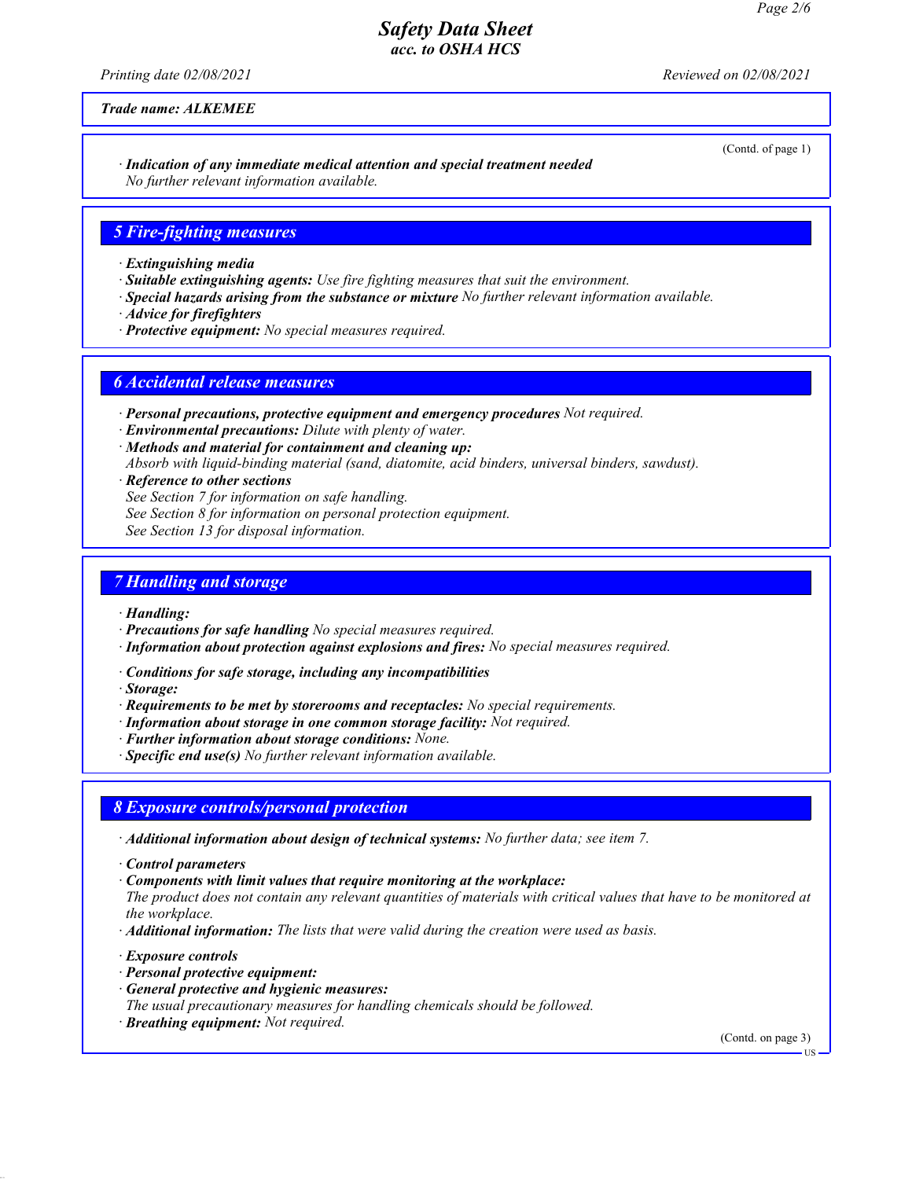Trade name: ALKEMEE

(Contd. of page 1)

· **Indication of any immediate medical attention and special treatment needed**
No further relevant information available.

## 5 Fire-fighting measures

· **Extinguishing media**
· **Suitable extinguishing agents:** Use fire fighting measures that suit the environment.
· **Special hazards arising from the substance or mixture** No further relevant information available.
· **Advice for firefighters**
· **Protective equipment:** No special measures required.

## 6 Accidental release measures

· **Personal precautions, protective equipment and emergency procedures** Not required.
· **Environmental precautions:** Dilute with plenty of water.
· **Methods and material for containment and cleaning up:**
Absorb with liquid-binding material (sand, diatomite, acid binders, universal binders, sawdust).
· **Reference to other sections**
See Section 7 for information on safe handling.
See Section 8 for information on personal protection equipment.
See Section 13 for disposal information.

## 7 Handling and storage

· **Handling:**
· **Precautions for safe handling** No special measures required.
· **Information about protection against explosions and fires:** No special measures required.

· **Conditions for safe storage, including any incompatibilities**
· **Storage:**
· **Requirements to be met by storerooms and receptacles:** No special requirements.
· **Information about storage in one common storage facility:** Not required.
· **Further information about storage conditions:** None.
· **Specific end use(s)** No further relevant information available.

## 8 Exposure controls/personal protection

· **Additional information about design of technical systems:** No further data; see item 7.

· **Control parameters**
· **Components with limit values that require monitoring at the workplace:**
The product does not contain any relevant quantities of materials with critical values that have to be monitored at the workplace.
· **Additional information:** The lists that were valid during the creation were used as basis.

· **Exposure controls**
· **Personal protective equipment:**
· **General protective and hygienic measures:**
The usual precautionary measures for handling chemicals should be followed.
· **Breathing equipment:** Not required.

(Contd. on page 3)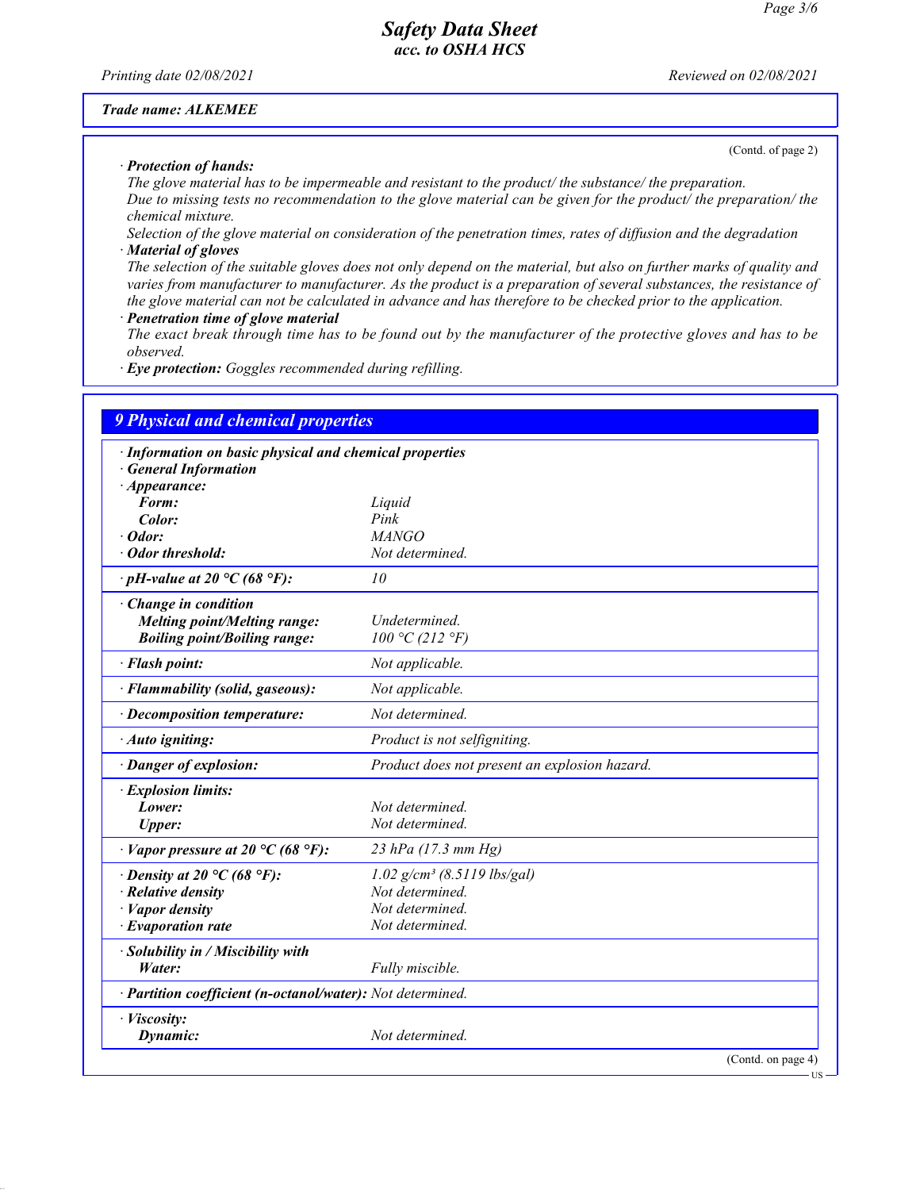**Trade name: ALKEMEE**

(Contd. of page 2)

· **Protection of hands:**
The glove material has to be impermeable and resistant to the product/ the substance/ the preparation.
Due to missing tests no recommendation to the glove material can be given for the product/ the preparation/ the chemical mixture.
Selection of the glove material on consideration of the penetration times, rates of diffusion and the degradation
· **Material of gloves**
The selection of the suitable gloves does not only depend on the material, but also on further marks of quality and varies from manufacturer to manufacturer. As the product is a preparation of several substances, the resistance of the glove material can not be calculated in advance and has therefore to be checked prior to the application.
· **Penetration time of glove material**
The exact break through time has to be found out by the manufacturer of the protective gloves and has to be observed.
· **Eye protection:** Goggles recommended during refilling.

## 9 Physical and chemical properties

| | |
|---|---|
| · **Information on basic physical and chemical properties** | |
| · **General Information** | |
| · **Appearance:** | |
| **Form:** | Liquid |
| **Color:** | Pink |
| · **Odor:** | MANGO |
| · **Odor threshold:** | Not determined. |
| · **pH-value at 20 °C (68 °F):** | 10 |
| · **Change in condition** | |
| **Melting point/Melting range:** | Undetermined. |
| **Boiling point/Boiling range:** | 100 °C (212 °F) |
| · **Flash point:** | Not applicable. |
| · **Flammability (solid, gaseous):** | Not applicable. |
| · **Decomposition temperature:** | Not determined. |
| · **Auto igniting:** | Product is not selfigniting. |
| · **Danger of explosion:** | Product does not present an explosion hazard. |
| · **Explosion limits:** | |
| **Lower:** | Not determined. |
| **Upper:** | Not determined. |
| · **Vapor pressure at 20 °C (68 °F):** | 23 hPa (17.3 mm Hg) |
| · **Density at 20 °C (68 °F):** | 1.02 g/cm³ (8.5119 lbs/gal) |
| · **Relative density** | Not determined. |
| · **Vapor density** | Not determined. |
| · **Evaporation rate** | Not determined. |
| · **Solubility in / Miscibility with** | |
| **Water:** | Fully miscible. |
| · **Partition coefficient (n-octanol/water):** | Not determined. |
| · **Viscosity:** | |
| **Dynamic:** | Not determined. |

(Contd. on page 4)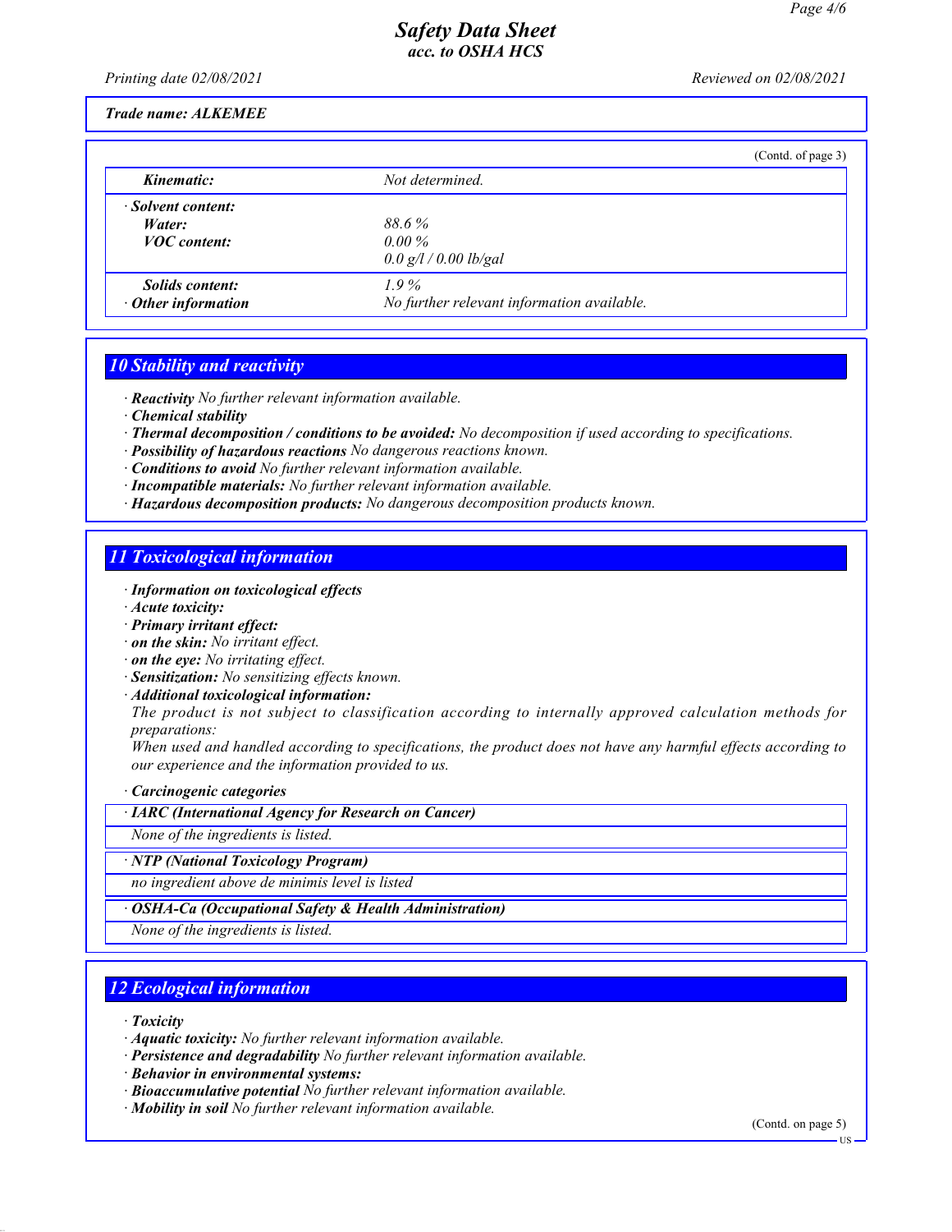**Trade name: ALKEMEE**

(Contd. of page 3)

| | |
|---|---|
| *Kinematic:* | Not determined. |
| **· Solvent content:** | |
| *Water:* | 88.6 % |
| *VOC content:* | 0.00 % |
| | 0.0 g/l / 0.00 lb/gal |
| *Solids content:* | 1.9 % |
| **· Other information** | No further relevant information available. |

## 10 Stability and reactivity

- **Reactivity** No further relevant information available.
- **Chemical stability**
- **Thermal decomposition / conditions to be avoided:** No decomposition if used according to specifications.
- **Possibility of hazardous reactions** No dangerous reactions known.
- **Conditions to avoid** No further relevant information available.
- **Incompatible materials:** No further relevant information available.
- **Hazardous decomposition products:** No dangerous decomposition products known.

## 11 Toxicological information

- **Information on toxicological effects**
- **Acute toxicity:**
- **Primary irritant effect:**
- **on the skin:** No irritant effect.
- **on the eye:** No irritating effect.
- **Sensitization:** No sensitizing effects known.
- **Additional toxicological information:**
  The product is not subject to classification according to internally approved calculation methods for preparations:
  When used and handled according to specifications, the product does not have any harmful effects according to our experience and the information provided to us.

- **Carcinogenic categories**

| · IARC (International Agency for Research on Cancer) |
|---|
| None of the ingredients is listed. |

| · NTP (National Toxicology Program) |
|---|
| no ingredient above de minimis level is listed |

| · OSHA-Ca (Occupational Safety & Health Administration) |
|---|
| None of the ingredients is listed. |

## 12 Ecological information

- **Toxicity**
- **Aquatic toxicity:** No further relevant information available.
- **Persistence and degradability** No further relevant information available.
- **Behavior in environmental systems:**
- **Bioaccumulative potential** No further relevant information available.
- **Mobility in soil** No further relevant information available.

(Contd. on page 5)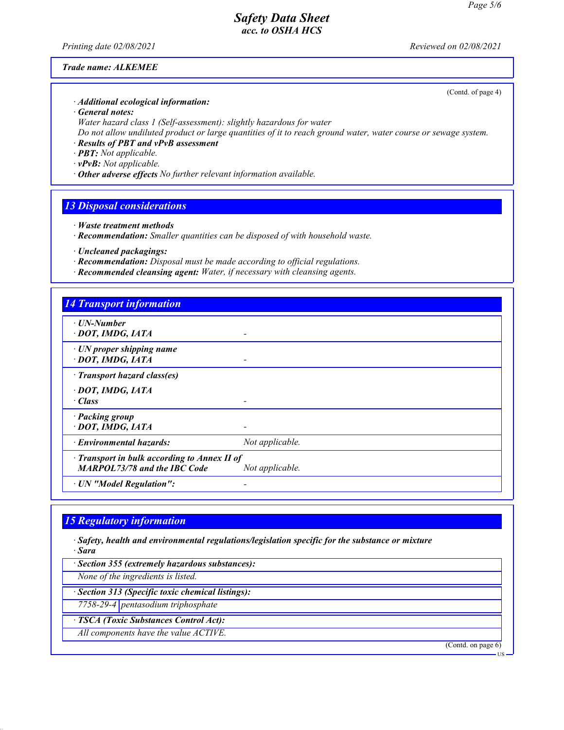Trade name: ALKEMEE

(Contd. of page 4)

· **Additional ecological information:**
· **General notes:**
Water hazard class 1 (Self-assessment): slightly hazardous for water
Do not allow undiluted product or large quantities of it to reach ground water, water course or sewage system.
· **Results of PBT and vPvB assessment**
· **PBT:** Not applicable.
· **vPvB:** Not applicable.
· **Other adverse effects** No further relevant information available.

## 13 Disposal considerations

· **Waste treatment methods**
· **Recommendation:** Smaller quantities can be disposed of with household waste.

· **Uncleaned packagings:**
· **Recommendation:** Disposal must be made according to official regulations.
· **Recommended cleansing agent:** Water, if necessary with cleansing agents.

## 14 Transport information

| | |
|---|---|
| · **UN-Number**<br>· **DOT, IMDG, IATA** | - |
| · **UN proper shipping name**<br>· **DOT, IMDG, IATA** | - |
| · **Transport hazard class(es)**<br>· **DOT, IMDG, IATA**<br>· **Class** | - |
| · **Packing group**<br>· **DOT, IMDG, IATA** | - |
| · **Environmental hazards:** | Not applicable. |
| · **Transport in bulk according to Annex II of MARPOL73/78 and the IBC Code** | Not applicable. |
| · **UN "Model Regulation":** | - |

## 15 Regulatory information

· **Safety, health and environmental regulations/legislation specific for the substance or mixture**
· **Sara**

· **Section 355 (extremely hazardous substances):**
None of the ingredients is listed.

· **Section 313 (Specific toxic chemical listings):**

| | |
|---|---|
| 7758-29-4 | pentasodium triphosphate |

· **TSCA (Toxic Substances Control Act):**
All components have the value ACTIVE.

(Contd. on page 6)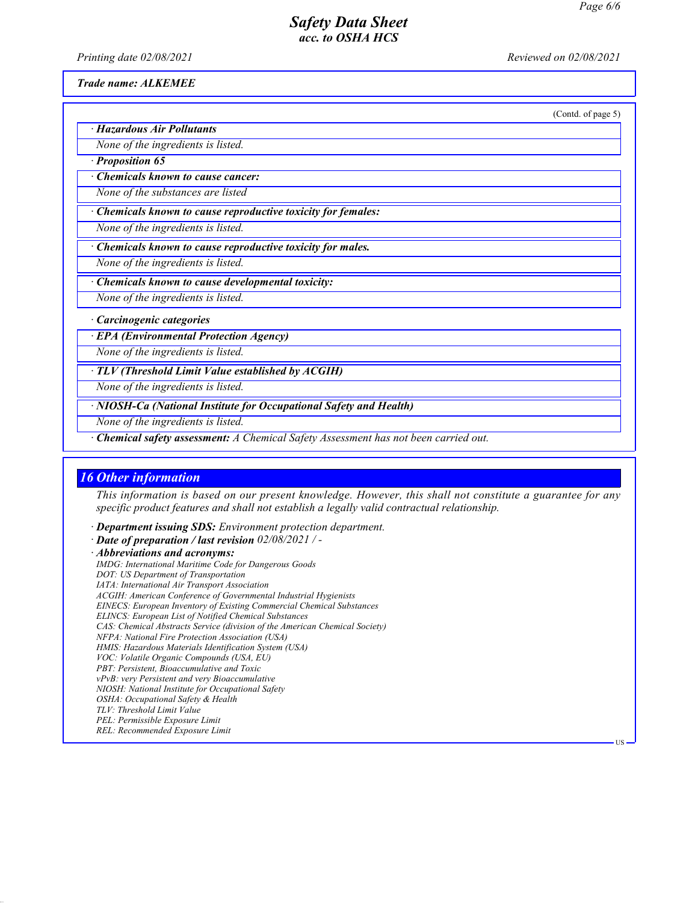**Trade name: ALKEMEE**

(Contd. of page 5)

· **Hazardous Air Pollutants**

None of the ingredients is listed.

· **Proposition 65**

· **Chemicals known to cause cancer:**

None of the substances are listed

· **Chemicals known to cause reproductive toxicity for females:**

None of the ingredients is listed.

· **Chemicals known to cause reproductive toxicity for males.**

None of the ingredients is listed.

· **Chemicals known to cause developmental toxicity:**

None of the ingredients is listed.

· **Carcinogenic categories**

· **EPA (Environmental Protection Agency)**

None of the ingredients is listed.

· **TLV (Threshold Limit Value established by ACGIH)**

None of the ingredients is listed.

· **NIOSH-Ca (National Institute for Occupational Safety and Health)**

None of the ingredients is listed.

· **Chemical safety assessment:** A Chemical Safety Assessment has not been carried out.

## 16 Other information

This information is based on our present knowledge. However, this shall not constitute a guarantee for any specific product features and shall not establish a legally valid contractual relationship.

· **Department issuing SDS:** Environment protection department.

· **Date of preparation / last revision** 02/08/2021 / -

· **Abbreviations and acronyms:**

IMDG: International Maritime Code for Dangerous Goods
DOT: US Department of Transportation
IATA: International Air Transport Association
ACGIH: American Conference of Governmental Industrial Hygienists
EINECS: European Inventory of Existing Commercial Chemical Substances
ELINCS: European List of Notified Chemical Substances
CAS: Chemical Abstracts Service (division of the American Chemical Society)
NFPA: National Fire Protection Association (USA)
HMIS: Hazardous Materials Identification System (USA)
VOC: Volatile Organic Compounds (USA, EU)
PBT: Persistent, Bioaccumulative and Toxic
vPvB: very Persistent and very Bioaccumulative
NIOSH: National Institute for Occupational Safety
OSHA: Occupational Safety & Health
TLV: Threshold Limit Value
PEL: Permissible Exposure Limit
REL: Recommended Exposure Limit